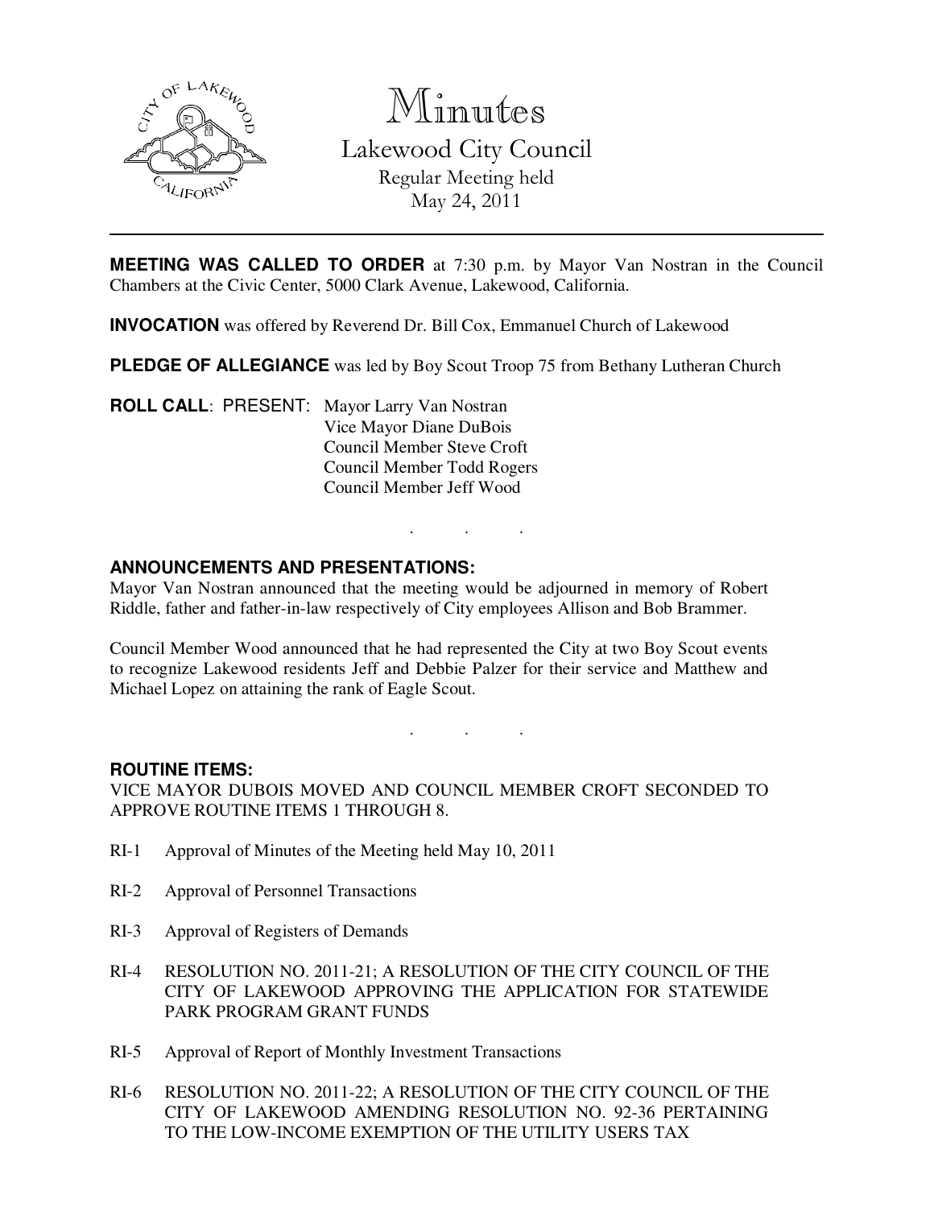# Minutes

## Lakewood City Council

Regular Meeting held
May 24, 2011

**MEETING WAS CALLED TO ORDER** at 7:30 p.m. by Mayor Van Nostran in the Council Chambers at the Civic Center, 5000 Clark Avenue, Lakewood, California.

**INVOCATION** was offered by Reverend Dr. Bill Cox, Emmanuel Church of Lakewood

**PLEDGE OF ALLEGIANCE** was led by Boy Scout Troop 75 from Bethany Lutheran Church

**ROLL CALL**: PRESENT: Mayor Larry Van Nostran
Vice Mayor Diane DuBois
Council Member Steve Croft
Council Member Todd Rogers
Council Member Jeff Wood

. . .

**ANNOUNCEMENTS AND PRESENTATIONS:**

Mayor Van Nostran announced that the meeting would be adjourned in memory of Robert Riddle, father and father-in-law respectively of City employees Allison and Bob Brammer.

Council Member Wood announced that he had represented the City at two Boy Scout events to recognize Lakewood residents Jeff and Debbie Palzer for their service and Matthew and Michael Lopez on attaining the rank of Eagle Scout.

. . .

**ROUTINE ITEMS:**

VICE MAYOR DUBOIS MOVED AND COUNCIL MEMBER CROFT SECONDED TO APPROVE ROUTINE ITEMS 1 THROUGH 8.

RI-1 Approval of Minutes of the Meeting held May 10, 2011

RI-2 Approval of Personnel Transactions

RI-3 Approval of Registers of Demands

RI-4 RESOLUTION NO. 2011-21; A RESOLUTION OF THE CITY COUNCIL OF THE CITY OF LAKEWOOD APPROVING THE APPLICATION FOR STATEWIDE PARK PROGRAM GRANT FUNDS

RI-5 Approval of Report of Monthly Investment Transactions

RI-6 RESOLUTION NO. 2011-22; A RESOLUTION OF THE CITY COUNCIL OF THE CITY OF LAKEWOOD AMENDING RESOLUTION NO. 92-36 PERTAINING TO THE LOW-INCOME EXEMPTION OF THE UTILITY USERS TAX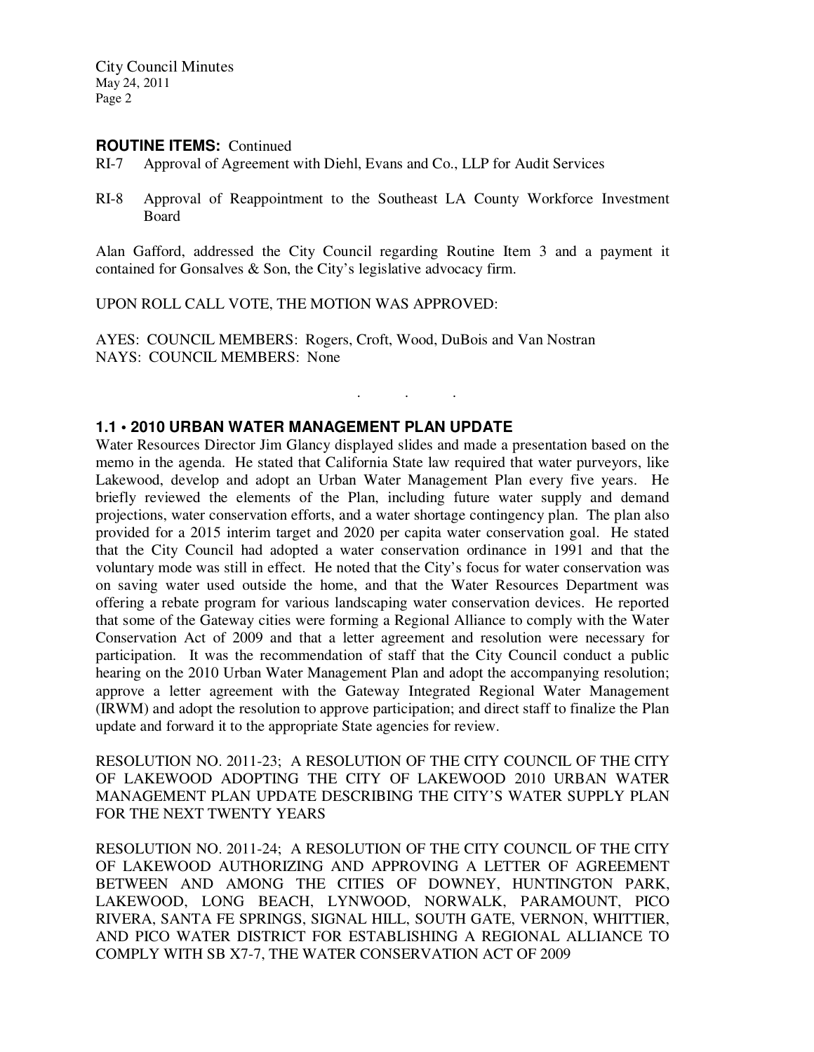**ROUTINE ITEMS:** Continued

RI-7 Approval of Agreement with Diehl, Evans and Co., LLP for Audit Services

RI-8 Approval of Reappointment to the Southeast LA County Workforce Investment Board

Alan Gafford, addressed the City Council regarding Routine Item 3 and a payment it contained for Gonsalves & Son, the City's legislative advocacy firm.

UPON ROLL CALL VOTE, THE MOTION WAS APPROVED:

AYES: COUNCIL MEMBERS: Rogers, Croft, Wood, DuBois and Van Nostran
NAYS: COUNCIL MEMBERS: None

. . .

### 1.1 • 2010 URBAN WATER MANAGEMENT PLAN UPDATE

Water Resources Director Jim Glancy displayed slides and made a presentation based on the memo in the agenda. He stated that California State law required that water purveyors, like Lakewood, develop and adopt an Urban Water Management Plan every five years. He briefly reviewed the elements of the Plan, including future water supply and demand projections, water conservation efforts, and a water shortage contingency plan. The plan also provided for a 2015 interim target and 2020 per capita water conservation goal. He stated that the City Council had adopted a water conservation ordinance in 1991 and that the voluntary mode was still in effect. He noted that the City's focus for water conservation was on saving water used outside the home, and that the Water Resources Department was offering a rebate program for various landscaping water conservation devices. He reported that some of the Gateway cities were forming a Regional Alliance to comply with the Water Conservation Act of 2009 and that a letter agreement and resolution were necessary for participation. It was the recommendation of staff that the City Council conduct a public hearing on the 2010 Urban Water Management Plan and adopt the accompanying resolution; approve a letter agreement with the Gateway Integrated Regional Water Management (IRWM) and adopt the resolution to approve participation; and direct staff to finalize the Plan update and forward it to the appropriate State agencies for review.

RESOLUTION NO. 2011-23; A RESOLUTION OF THE CITY COUNCIL OF THE CITY OF LAKEWOOD ADOPTING THE CITY OF LAKEWOOD 2010 URBAN WATER MANAGEMENT PLAN UPDATE DESCRIBING THE CITY'S WATER SUPPLY PLAN FOR THE NEXT TWENTY YEARS

RESOLUTION NO. 2011-24; A RESOLUTION OF THE CITY COUNCIL OF THE CITY OF LAKEWOOD AUTHORIZING AND APPROVING A LETTER OF AGREEMENT BETWEEN AND AMONG THE CITIES OF DOWNEY, HUNTINGTON PARK, LAKEWOOD, LONG BEACH, LYNWOOD, NORWALK, PARAMOUNT, PICO RIVERA, SANTA FE SPRINGS, SIGNAL HILL, SOUTH GATE, VERNON, WHITTIER, AND PICO WATER DISTRICT FOR ESTABLISHING A REGIONAL ALLIANCE TO COMPLY WITH SB X7-7, THE WATER CONSERVATION ACT OF 2009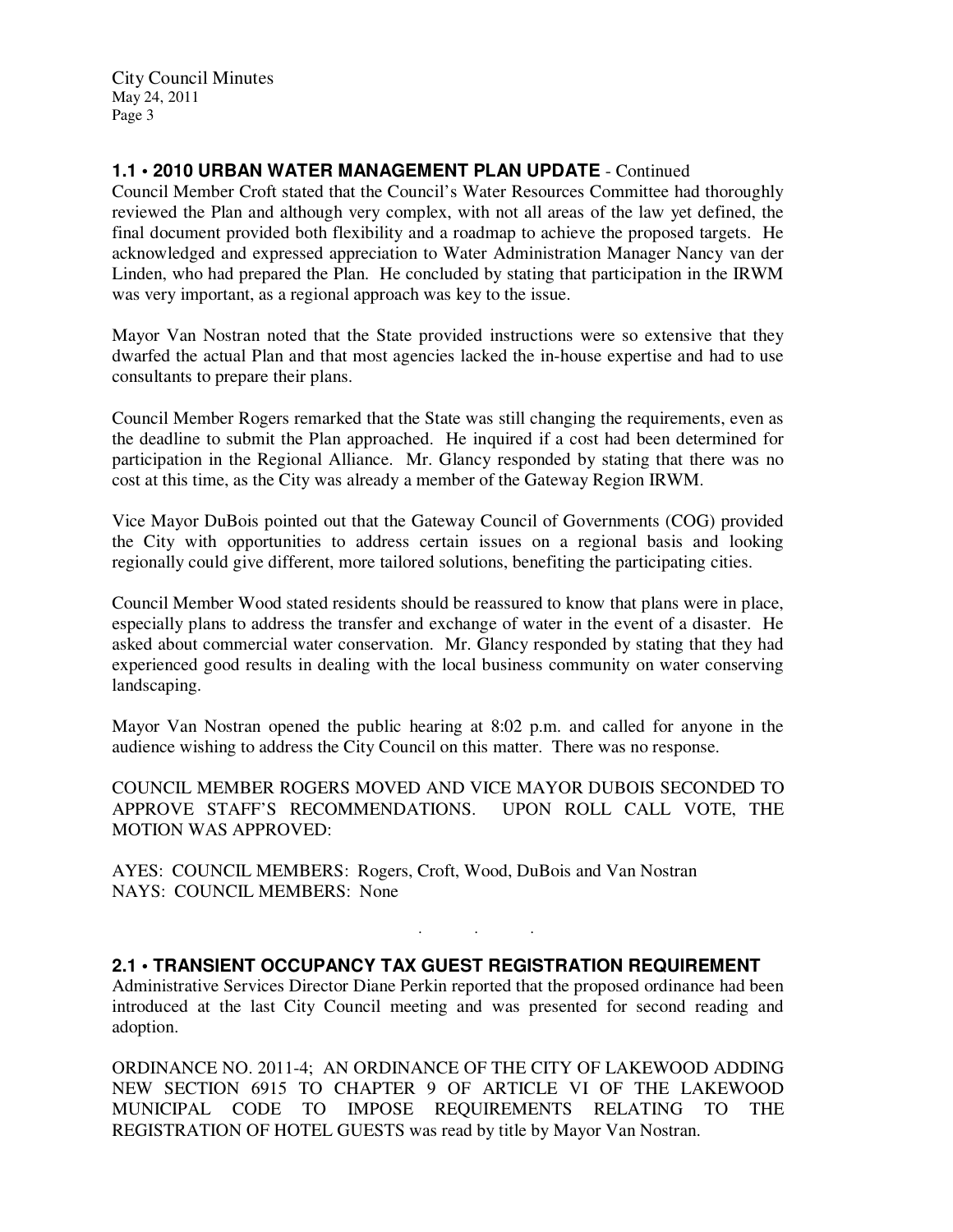## 1.1 • 2010 URBAN WATER MANAGEMENT PLAN UPDATE - Continued

Council Member Croft stated that the Council's Water Resources Committee had thoroughly reviewed the Plan and although very complex, with not all areas of the law yet defined, the final document provided both flexibility and a roadmap to achieve the proposed targets. He acknowledged and expressed appreciation to Water Administration Manager Nancy van der Linden, who had prepared the Plan. He concluded by stating that participation in the IRWM was very important, as a regional approach was key to the issue.

Mayor Van Nostran noted that the State provided instructions were so extensive that they dwarfed the actual Plan and that most agencies lacked the in-house expertise and had to use consultants to prepare their plans.

Council Member Rogers remarked that the State was still changing the requirements, even as the deadline to submit the Plan approached. He inquired if a cost had been determined for participation in the Regional Alliance. Mr. Glancy responded by stating that there was no cost at this time, as the City was already a member of the Gateway Region IRWM.

Vice Mayor DuBois pointed out that the Gateway Council of Governments (COG) provided the City with opportunities to address certain issues on a regional basis and looking regionally could give different, more tailored solutions, benefiting the participating cities.

Council Member Wood stated residents should be reassured to know that plans were in place, especially plans to address the transfer and exchange of water in the event of a disaster. He asked about commercial water conservation. Mr. Glancy responded by stating that they had experienced good results in dealing with the local business community on water conserving landscaping.

Mayor Van Nostran opened the public hearing at 8:02 p.m. and called for anyone in the audience wishing to address the City Council on this matter. There was no response.

COUNCIL MEMBER ROGERS MOVED AND VICE MAYOR DUBOIS SECONDED TO APPROVE STAFF'S RECOMMENDATIONS. UPON ROLL CALL VOTE, THE MOTION WAS APPROVED:

AYES: COUNCIL MEMBERS: Rogers, Croft, Wood, DuBois and Van Nostran
NAYS: COUNCIL MEMBERS: None

. . .

## 2.1 • TRANSIENT OCCUPANCY TAX GUEST REGISTRATION REQUIREMENT

Administrative Services Director Diane Perkin reported that the proposed ordinance had been introduced at the last City Council meeting and was presented for second reading and adoption.

ORDINANCE NO. 2011-4; AN ORDINANCE OF THE CITY OF LAKEWOOD ADDING NEW SECTION 6915 TO CHAPTER 9 OF ARTICLE VI OF THE LAKEWOOD MUNICIPAL CODE TO IMPOSE REQUIREMENTS RELATING TO THE REGISTRATION OF HOTEL GUESTS was read by title by Mayor Van Nostran.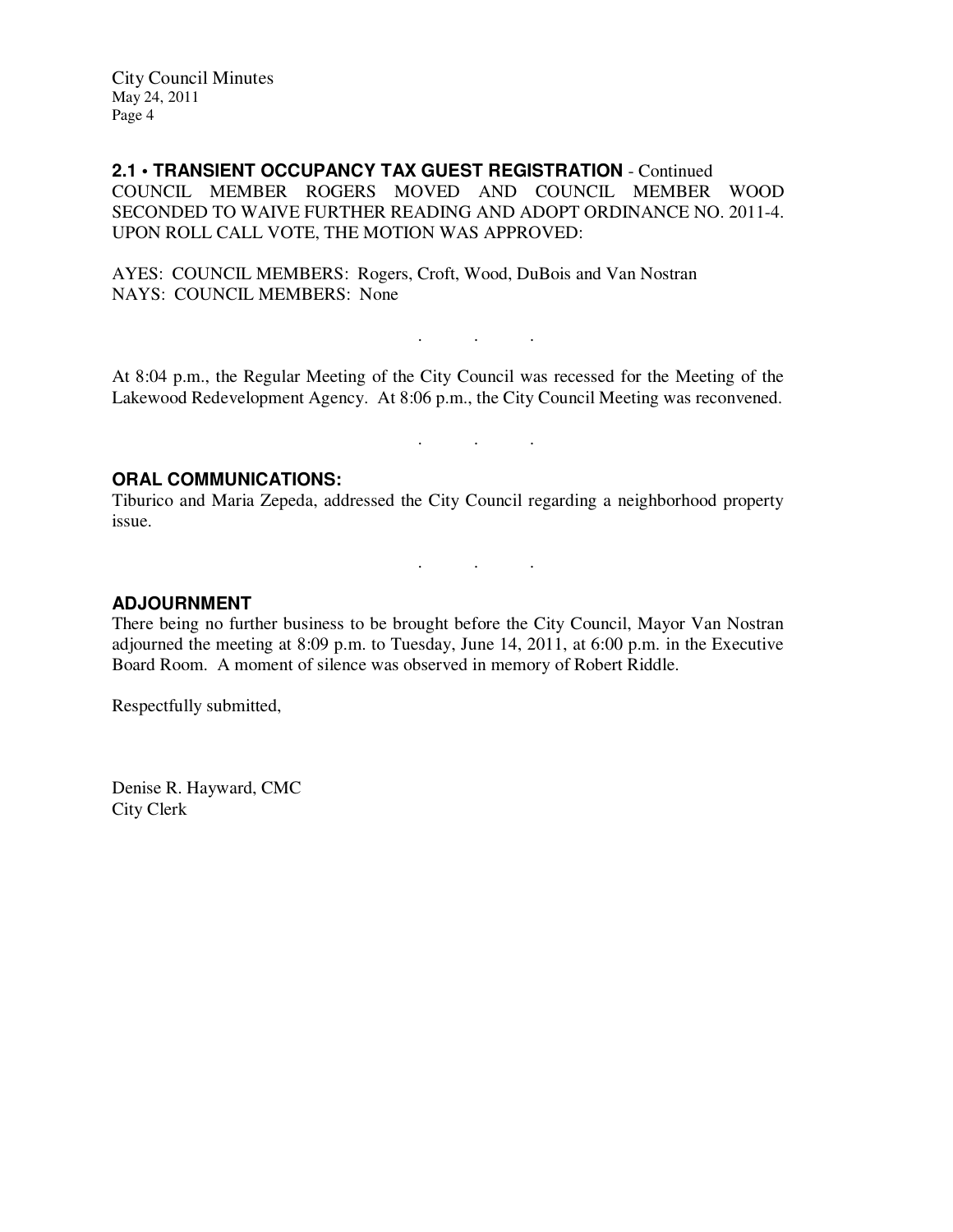**2.1 • TRANSIENT OCCUPANCY TAX GUEST REGISTRATION** - Continued

COUNCIL MEMBER ROGERS MOVED AND COUNCIL MEMBER WOOD SECONDED TO WAIVE FURTHER READING AND ADOPT ORDINANCE NO. 2011-4. UPON ROLL CALL VOTE, THE MOTION WAS APPROVED:

AYES: COUNCIL MEMBERS: Rogers, Croft, Wood, DuBois and Van Nostran
NAYS: COUNCIL MEMBERS: None

. . .

At 8:04 p.m., the Regular Meeting of the City Council was recessed for the Meeting of the Lakewood Redevelopment Agency. At 8:06 p.m., the City Council Meeting was reconvened.

. . .

## ORAL COMMUNICATIONS:

Tiburico and Maria Zepeda, addressed the City Council regarding a neighborhood property issue.

. . .

## ADJOURNMENT

There being no further business to be brought before the City Council, Mayor Van Nostran adjourned the meeting at 8:09 p.m. to Tuesday, June 14, 2011, at 6:00 p.m. in the Executive Board Room. A moment of silence was observed in memory of Robert Riddle.

Respectfully submitted,

Denise R. Hayward, CMC
City Clerk